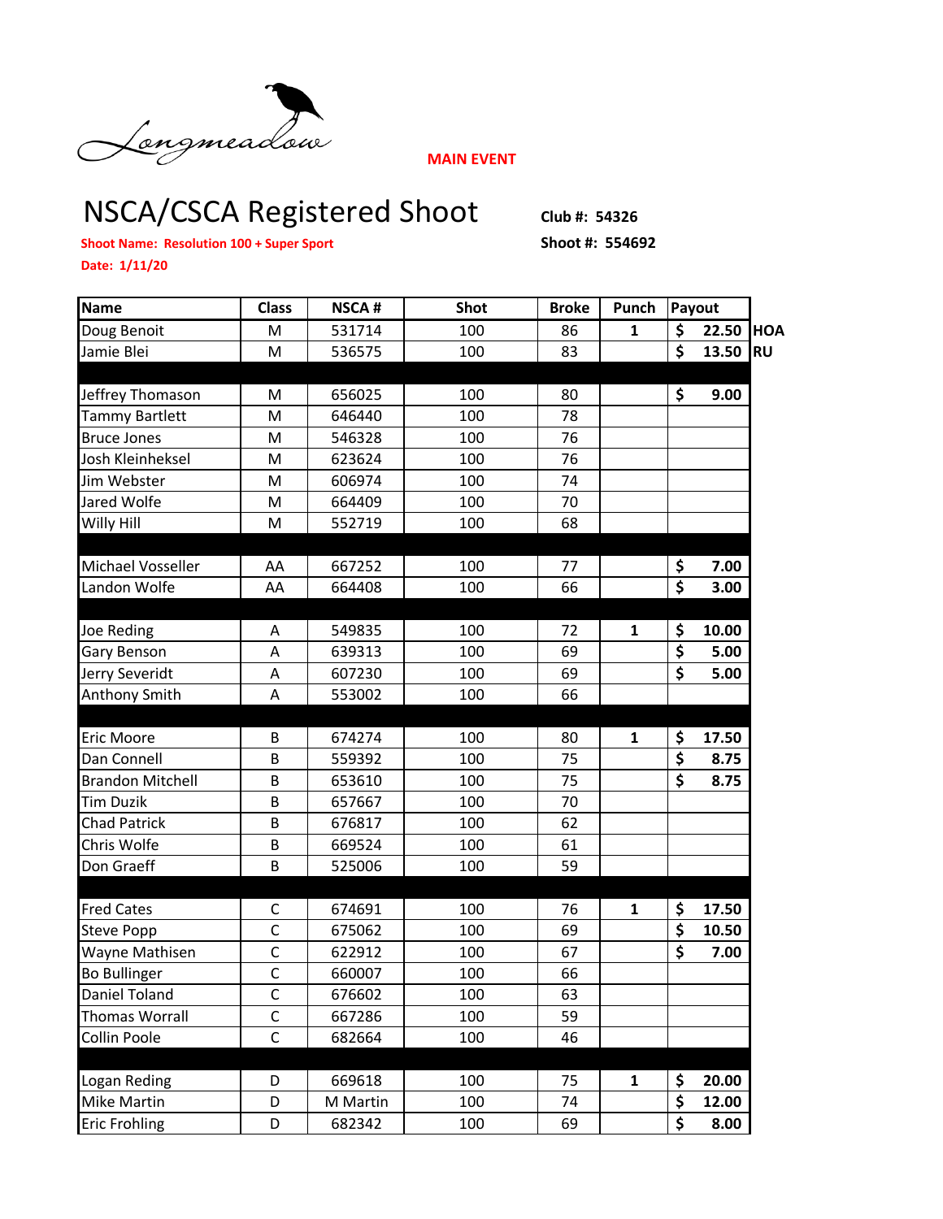Longmeadow

**MAIN EVENT**

# NSCA/CSCA Registered Shoot

**Club #: 54326**

**Shoot #: 554692**

**Shoot Name: Resolution 100 + Super Sport**

**Date: 1/11/20**

| Name | Class | NSCA # | Shot | Broke | Punch | Payout | |
|---|---|---|---|---|---|---|---|
| Doug Benoit | M | 531714 | 100 | 86 | 1 | $ 22.50 | HOA |
| Jamie Blei | M | 536575 | 100 | 83 | | $ 13.50 | RU |
| | | | | | | | |
| Jeffrey Thomason | M | 656025 | 100 | 80 | | $ 9.00 | |
| Tammy Bartlett | M | 646440 | 100 | 78 | | | |
| Bruce Jones | M | 546328 | 100 | 76 | | | |
| Josh Kleinheksel | M | 623624 | 100 | 76 | | | |
| Jim Webster | M | 606974 | 100 | 74 | | | |
| Jared Wolfe | M | 664409 | 100 | 70 | | | |
| Willy Hill | M | 552719 | 100 | 68 | | | |
| | | | | | | | |
| Michael Vosseller | AA | 667252 | 100 | 77 | | $ 7.00 | |
| Landon Wolfe | AA | 664408 | 100 | 66 | | $ 3.00 | |
| | | | | | | | |
| Joe Reding | A | 549835 | 100 | 72 | 1 | $ 10.00 | |
| Gary Benson | A | 639313 | 100 | 69 | | $ 5.00 | |
| Jerry Severidt | A | 607230 | 100 | 69 | | $ 5.00 | |
| Anthony Smith | A | 553002 | 100 | 66 | | | |
| | | | | | | | |
| Eric Moore | B | 674274 | 100 | 80 | 1 | $ 17.50 | |
| Dan Connell | B | 559392 | 100 | 75 | | $ 8.75 | |
| Brandon Mitchell | B | 653610 | 100 | 75 | | $ 8.75 | |
| Tim Duzik | B | 657667 | 100 | 70 | | | |
| Chad Patrick | B | 676817 | 100 | 62 | | | |
| Chris Wolfe | B | 669524 | 100 | 61 | | | |
| Don Graeff | B | 525006 | 100 | 59 | | | |
| | | | | | | | |
| Fred Cates | C | 674691 | 100 | 76 | 1 | $ 17.50 | |
| Steve Popp | C | 675062 | 100 | 69 | | $ 10.50 | |
| Wayne Mathisen | C | 622912 | 100 | 67 | | $ 7.00 | |
| Bo Bullinger | C | 660007 | 100 | 66 | | | |
| Daniel Toland | C | 676602 | 100 | 63 | | | |
| Thomas Worrall | C | 667286 | 100 | 59 | | | |
| Collin Poole | C | 682664 | 100 | 46 | | | |
| | | | | | | | |
| Logan Reding | D | 669618 | 100 | 75 | 1 | $ 20.00 | |
| Mike Martin | D | M Martin | 100 | 74 | | $ 12.00 | |
| Eric Frohling | D | 682342 | 100 | 69 | | $ 8.00 | |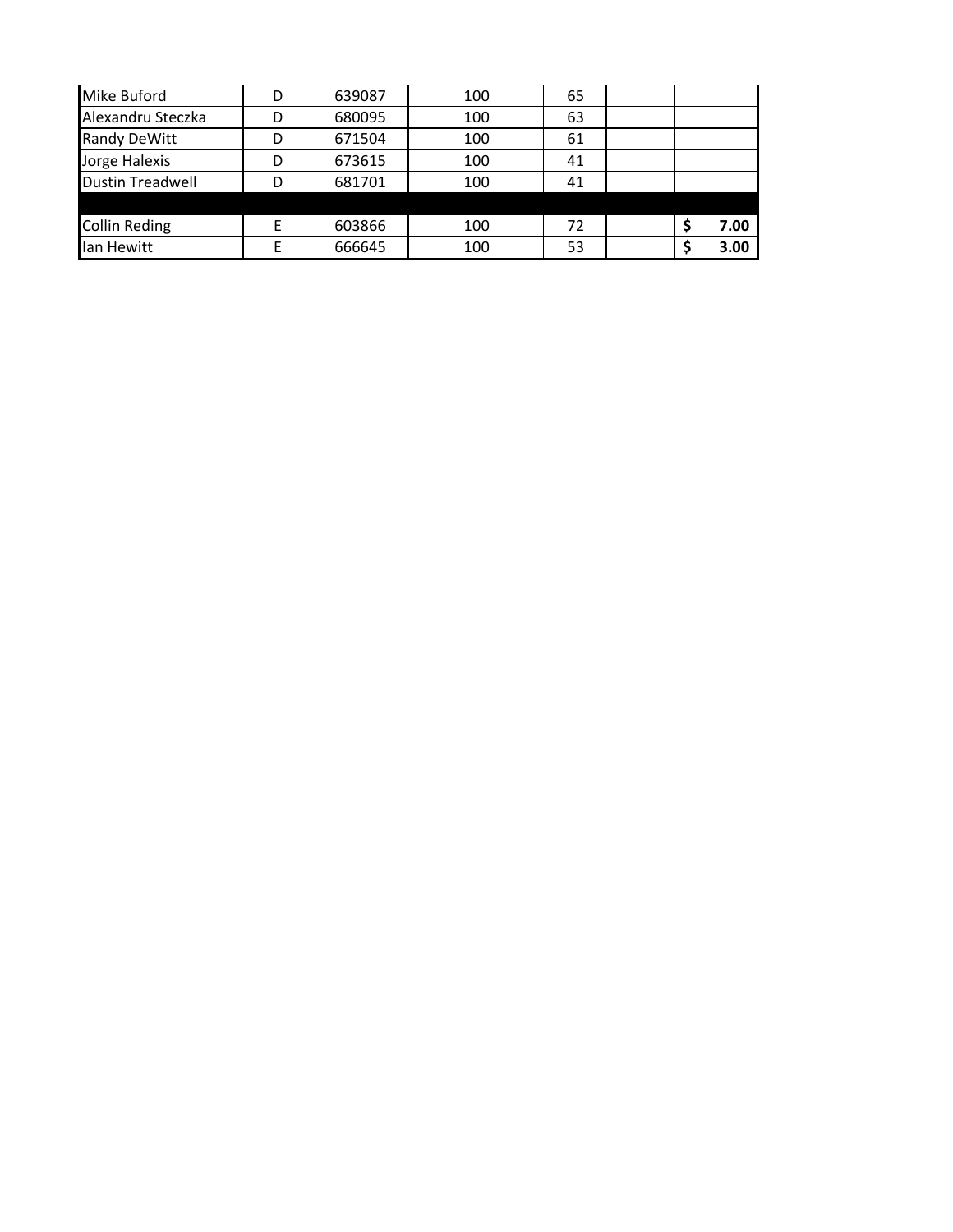| | | | | | | |
|---|---|---|---|---|---|---|
| Mike Buford | D | 639087 | 100 | 65 | | |
| Alexandru Steczka | D | 680095 | 100 | 63 | | |
| Randy DeWitt | D | 671504 | 100 | 61 | | |
| Jorge Halexis | D | 673615 | 100 | 41 | | |
| Dustin Treadwell | D | 681701 | 100 | 41 | | |
| | | | | | | |
| Collin Reding | E | 603866 | 100 | 72 | | **$ 7.00** |
| Ian Hewitt | E | 666645 | 100 | 53 | | **$ 3.00** |